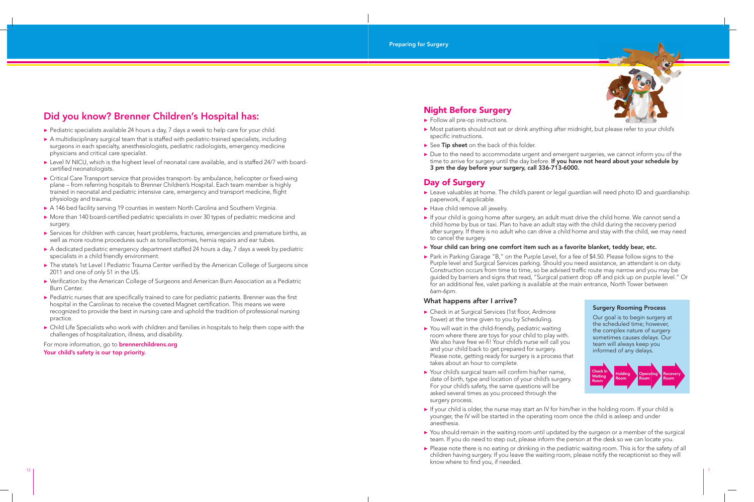## Did you know? Brenner Children's Hospital has:

- Pediatric specialists available 24 hours a day, 7 days a week to help care for your child.
- A multidisciplinary surgical team that is staffed with pediatric-trained specialists, including surgeons in each specialty, anesthesiologists, pediatric radiologists, emergency medicine physicians and critical care specialist.
- Level IV NICU, which is the highest level of neonatal care available, and is staffed 24/7 with board-certified neonatologists.
- Critical Care Transport service that provides transport- by ambulance, helicopter or fixed-wing plane – from referring hospitals to Brenner Children's Hospital. Each team member is highly trained in neonatal and pediatric intensive care, emergency and transport medicine, flight physiology and trauma.
- A 146 bed facility serving 19 counties in western North Carolina and Southern Virginia.
- More than 140 board-certified pediatric specialists in over 30 types of pediatric medicine and surgery.
- Services for children with cancer, heart problems, fractures, emergencies and premature births, as well as more routine procedures such as tonsillectomies, hernia repairs and ear tubes.
- A dedicated pediatric emergency department staffed 24 hours a day, 7 days a week by pediatric specialists in a child friendly environment.
- The state's 1st Level I Pediatric Trauma Center verified by the American College of Surgeons since 2011 and one of only 51 in the US.
- Verification by the American College of Surgeons and American Burn Association as a Pediatric Burn Center.
- Pediatric nurses that are specifically trained to care for pediatric patients. Brenner was the first hospital in the Carolinas to receive the coveted Magnet certification. This means we were recognized to provide the best in nursing care and uphold the tradition of professional nursing practice.
- Child Life Specialists who work with children and families in hospitals to help them cope with the challenges of hospitalization, illness, and disability.

For more information, go to **brennerchildrens.org**
**Your child's safety is our top priority.**

# Preparing for Surgery

## Night Before Surgery

- Follow all pre-op instructions.
- Most patients should not eat or drink anything after midnight, but please refer to your child's specific instructions.
- See **Tip sheet** on the back of this folder.
- Due to the need to accommodate urgent and emergent surgeries, we cannot inform you of the time to arrive for surgery until the day before. **If you have not heard about your schedule by 3 pm the day before your surgery, call 336-713-6000.**

## Day of Surgery

- Leave valuables at home. The child's parent or legal guardian will need photo ID and guardianship paperwork, if applicable.
- Have child remove all jewelry.
- If your child is going home after surgery, an adult must drive the child home. We cannot send a child home by bus or taxi. Plan to have an adult stay with the child during the recovery period after surgery. If there is no adult who can drive a child home and stay with the child, we may need to cancel the surgery.
- **Your child can bring one comfort item such as a favorite blanket, teddy bear, etc.**
- Park in Parking Garage "B," on the Purple Level, for a fee of $4.50. Please follow signs to the Purple level and Surgical Services parking. Should you need assistance, an attendant is on duty. Construction occurs from time to time, so be advised traffic route may narrow and you may be guided by barriers and signs that read, "Surgical patient drop off and pick up on purple level." Or for an additional fee, valet parking is available at the main entrance, North Tower between 6am-6pm.

### What happens after I arrive?

- Check in at Surgical Services (1st floor, Ardmore Tower) at the time given to you by Scheduling.
- You will wait in the child-friendly, pediatric waiting room where there are toys for your child to play with. We also have free wi-fi! Your child's nurse will call you and your child back to get prepared for surgery. Please note, getting ready for surgery is a process that takes about an hour to complete.
- Your child's surgical team will confirm his/her name, date of birth, type and location of your child's surgery. For your child's safety, the same questions will be asked several times as you proceed through the surgery process.
- If your child is older, the nurse may start an IV for him/her in the holding room. If your child is younger, the IV will be started in the operating room once the child is asleep and under anesthesia.
- You should remain in the waiting room until updated by the surgeon or a member of the surgical team. If you do need to step out, please inform the person at the desk so we can locate you.
- Please note there is no eating or drinking in the pediatric waiting room. This is for the safety of all children having surgery. If you leave the waiting room, please notify the receptionist so they will know where to find you, if needed.

### Surgery Rooming Process

Our goal is to begin surgery at the scheduled time; however, the complex nature of surgery sometimes causes delays. Our team will always keep you informed of any delays.

Check In Waiting Room → Holding Room → Operating Room → Recovery Room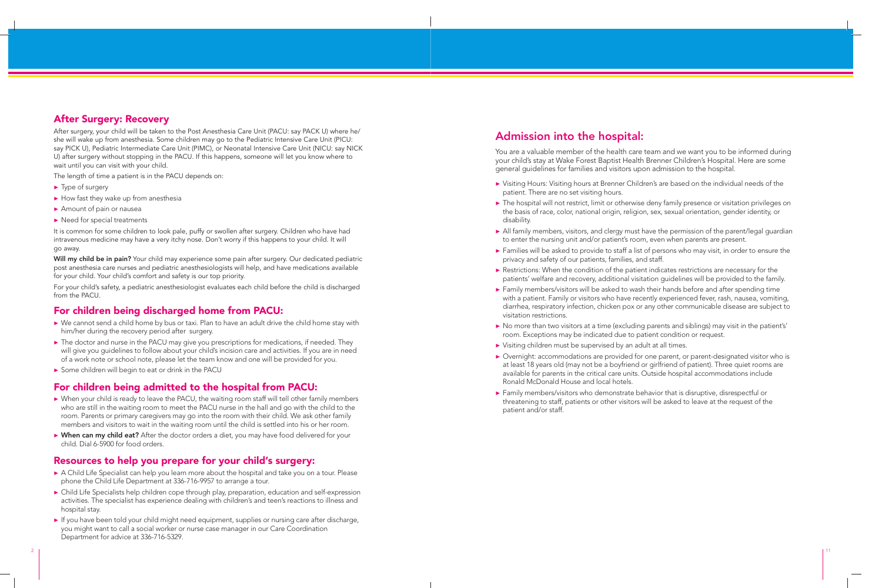## After Surgery: Recovery

After surgery, your child will be taken to the Post Anesthesia Care Unit (PACU: say PACK U) where he/she will wake up from anesthesia. Some children may go to the Pediatric Intensive Care Unit (PICU: say PICK U), Pediatric Intermediate Care Unit (PIMC), or Neonatal Intensive Care Unit (NICU: say NICK U) after surgery without stopping in the PACU. If this happens, someone will let you know where to wait until you can visit with your child.

The length of time a patient is in the PACU depends on:

- Type of surgery
- How fast they wake up from anesthesia
- Amount of pain or nausea
- Need for special treatments

It is common for some children to look pale, puffy or swollen after surgery. Children who have had intravenous medicine may have a very itchy nose. Don't worry if this happens to your child. It will go away.

**Will my child be in pain?** Your child may experience some pain after surgery. Our dedicated pediatric post anesthesia care nurses and pediatric anesthesiologists will help, and have medications available for your child. Your child's comfort and safety is our top priority.

For your child's safety, a pediatric anesthesiologist evaluates each child before the child is discharged from the PACU.

## For children being discharged home from PACU:

- We cannot send a child home by bus or taxi. Plan to have an adult drive the child home stay with him/her during the recovery period after surgery.
- The doctor and nurse in the PACU may give you prescriptions for medications, if needed. They will give you guidelines to follow about your child's incision care and activities. If you are in need of a work note or school note, please let the team know and one will be provided for you.
- Some children will begin to eat or drink in the PACU

## For children being admitted to the hospital from PACU:

- When your child is ready to leave the PACU, the waiting room staff will tell other family members who are still in the waiting room to meet the PACU nurse in the hall and go with the child to the room. Parents or primary caregivers may go into the room with their child. We ask other family members and visitors to wait in the waiting room until the child is settled into his or her room.
- **When can my child eat?** After the doctor orders a diet, you may have food delivered for your child. Dial 6-5900 for food orders.

## Resources to help you prepare for your child's surgery:

- A Child Life Specialist can help you learn more about the hospital and take you on a tour. Please phone the Child Life Department at 336-716-9957 to arrange a tour.
- Child Life Specialists help children cope through play, preparation, education and self-expression activities. The specialist has experience dealing with children's and teen's reactions to illness and hospital stay.
- If you have been told your child might need equipment, supplies or nursing care after discharge, you might want to call a social worker or nurse case manager in our Care Coordination Department for advice at 336-716-5329.

## Admission into the hospital:

You are a valuable member of the health care team and we want you to be informed during your child's stay at Wake Forest Baptist Health Brenner Children's Hospital. Here are some general guidelines for families and visitors upon admission to the hospital.

- Visiting Hours: Visiting hours at Brenner Children's are based on the individual needs of the patient. There are no set visiting hours.
- The hospital will not restrict, limit or otherwise deny family presence or visitation privileges on the basis of race, color, national origin, religion, sex, sexual orientation, gender identity, or disability.
- All family members, visitors, and clergy must have the permission of the parent/legal guardian to enter the nursing unit and/or patient's room, even when parents are present.
- Families will be asked to provide to staff a list of persons who may visit, in order to ensure the privacy and safety of our patients, families, and staff.
- Restrictions: When the condition of the patient indicates restrictions are necessary for the patients' welfare and recovery, additional visitation guidelines will be provided to the family.
- Family members/visitors will be asked to wash their hands before and after spending time with a patient. Family or visitors who have recently experienced fever, rash, nausea, vomiting, diarrhea, respiratory infection, chicken pox or any other communicable disease are subject to visitation restrictions.
- No more than two visitors at a time (excluding parents and siblings) may visit in the patient's' room. Exceptions may be indicated due to patient condition or request.
- Visiting children must be supervised by an adult at all times.
- Overnight: accommodations are provided for one parent, or parent-designated visitor who is at least 18 years old (may not be a boyfriend or girlfriend of patient). Three quiet rooms are available for parents in the critical care units. Outside hospital accommodations include Ronald McDonald House and local hotels.
- Family members/visitors who demonstrate behavior that is disruptive, disrespectful or threatening to staff, patients or other visitors will be asked to leave at the request of the patient and/or staff.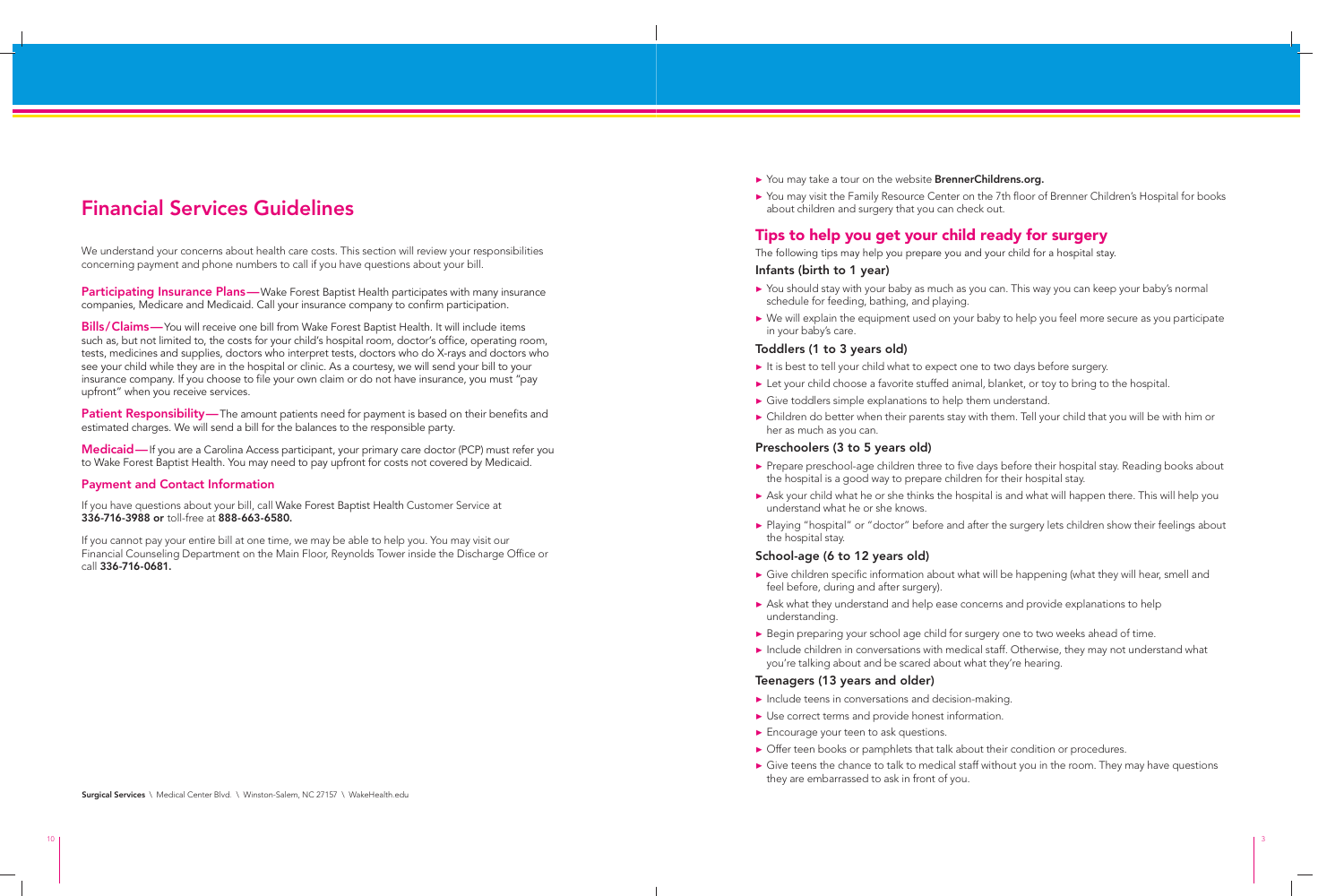# Financial Services Guidelines

We understand your concerns about health care costs. This section will review your responsibilities concerning payment and phone numbers to call if you have questions about your bill.

**Participating Insurance Plans—**Wake Forest Baptist Health participates with many insurance companies, Medicare and Medicaid. Call your insurance company to confirm participation.

**Bills/Claims—**You will receive one bill from Wake Forest Baptist Health. It will include items such as, but not limited to, the costs for your child's hospital room, doctor's office, operating room, tests, medicines and supplies, doctors who interpret tests, doctors who do X-rays and doctors who see your child while they are in the hospital or clinic. As a courtesy, we will send your bill to your insurance company. If you choose to file your own claim or do not have insurance, you must "pay upfront" when you receive services.

**Patient Responsibility—**The amount patients need for payment is based on their benefits and estimated charges. We will send a bill for the balances to the responsible party.

**Medicaid—**If you are a Carolina Access participant, your primary care doctor (PCP) must refer you to Wake Forest Baptist Health. You may need to pay upfront for costs not covered by Medicaid.

### Payment and Contact Information

If you have questions about your bill, call Wake Forest Baptist Health Customer Service at **336-716-3988 or** toll-free at **888-663-6580.**

If you cannot pay your entire bill at one time, we may be able to help you. You may visit our Financial Counseling Department on the Main Floor, Reynolds Tower inside the Discharge Office or call **336-716-0681.**

- You may take a tour on the website **BrennerChildrens.org.**
- You may visit the Family Resource Center on the 7th floor of Brenner Children's Hospital for books about children and surgery that you can check out.

## Tips to help you get your child ready for surgery

The following tips may help you prepare you and your child for a hospital stay.

### Infants (birth to 1 year)

- You should stay with your baby as much as you can. This way you can keep your baby's normal schedule for feeding, bathing, and playing.
- We will explain the equipment used on your baby to help you feel more secure as you participate in your baby's care.

### Toddlers (1 to 3 years old)

- It is best to tell your child what to expect one to two days before surgery.
- Let your child choose a favorite stuffed animal, blanket, or toy to bring to the hospital.
- Give toddlers simple explanations to help them understand.
- Children do better when their parents stay with them. Tell your child that you will be with him or her as much as you can.

### Preschoolers (3 to 5 years old)

- Prepare preschool-age children three to five days before their hospital stay. Reading books about the hospital is a good way to prepare children for their hospital stay.
- Ask your child what he or she thinks the hospital is and what will happen there. This will help you understand what he or she knows.
- Playing "hospital" or "doctor" before and after the surgery lets children show their feelings about the hospital stay.

### School-age (6 to 12 years old)

- Give children specific information about what will be happening (what they will hear, smell and feel before, during and after surgery).
- Ask what they understand and help ease concerns and provide explanations to help understanding.
- Begin preparing your school age child for surgery one to two weeks ahead of time.
- Include children in conversations with medical staff. Otherwise, they may not understand what you're talking about and be scared about what they're hearing.

### Teenagers (13 years and older)

- Include teens in conversations and decision-making.
- Use correct terms and provide honest information.
- Encourage your teen to ask questions.
- Offer teen books or pamphlets that talk about their condition or procedures.
- Give teens the chance to talk to medical staff without you in the room. They may have questions they are embarrassed to ask in front of you.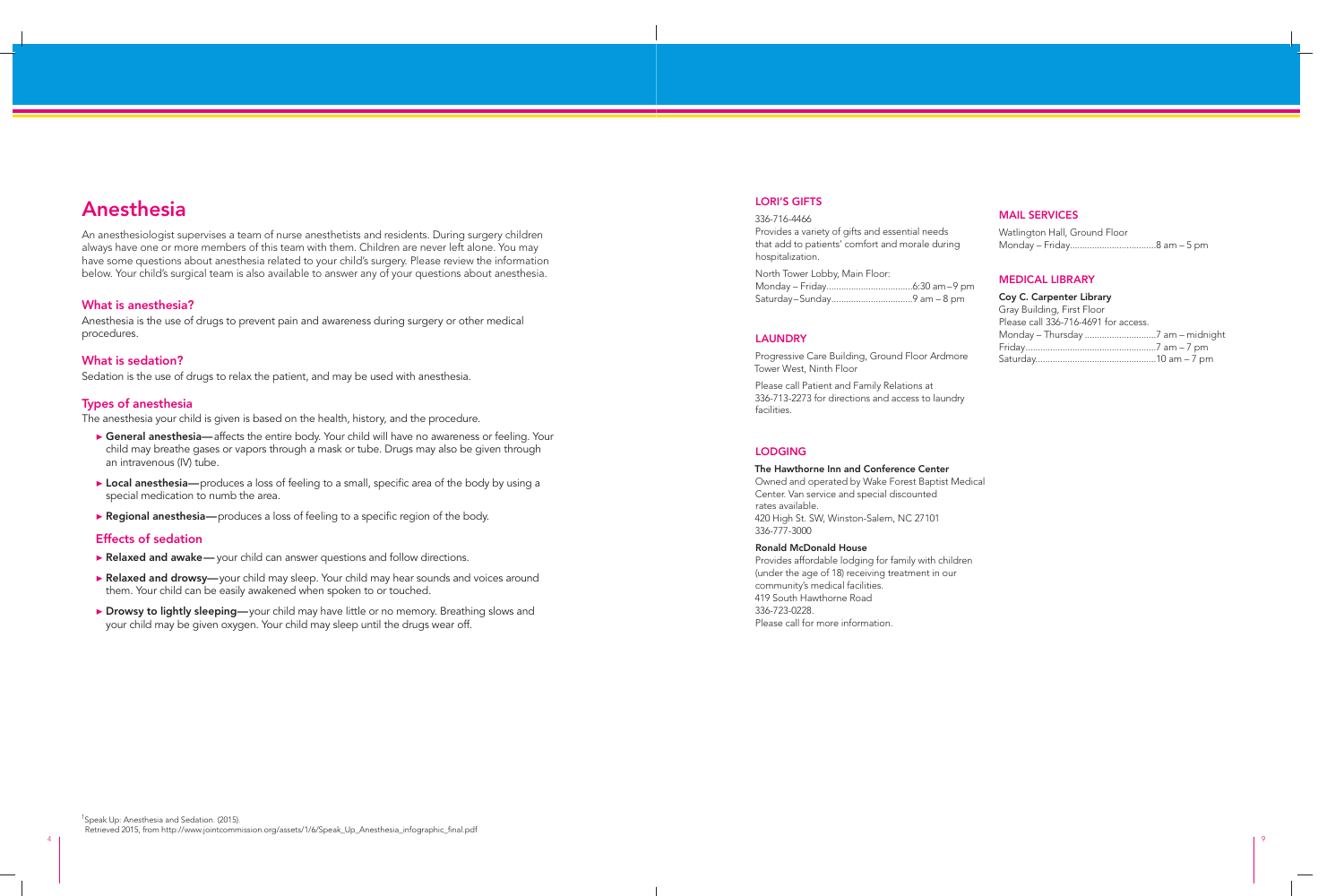# Anesthesia

An anesthesiologist supervises a team of nurse anesthetists and residents. During surgery children always have one or more members of this team with them. Children are never left alone. You may have some questions about anesthesia related to your child's surgery. Please review the information below. Your child's surgical team is also available to answer any of your questions about anesthesia.

## What is anesthesia?

Anesthesia is the use of drugs to prevent pain and awareness during surgery or other medical procedures.

## What is sedation?

Sedation is the use of drugs to relax the patient, and may be used with anesthesia.

## Types of anesthesia

The anesthesia your child is given is based on the health, history, and the procedure.

- **General anesthesia—** affects the entire body. Your child will have no awareness or feeling. Your child may breathe gases or vapors through a mask or tube. Drugs may also be given through an intravenous (IV) tube.
- **Local anesthesia—** produces a loss of feeling to a small, specific area of the body by using a special medication to numb the area.
- **Regional anesthesia—** produces a loss of feeling to a specific region of the body.

## Effects of sedation

- **Relaxed and awake—** your child can answer questions and follow directions.
- **Relaxed and drowsy—** your child may sleep. Your child may hear sounds and voices around them. Your child can be easily awakened when spoken to or touched.
- **Drowsy to lightly sleeping—** your child may have little or no memory. Breathing slows and your child may be given oxygen. Your child may sleep until the drugs wear off.

[1] Speak Up: Anesthesia and Sedation. (2015).
Retrieved 2015, from http://www.jointcommission.org/assets/1/6/Speak_Up_Anesthesia_infographic_final.pdf

## LORI'S GIFTS

336-716-4466
Provides a variety of gifts and essential needs that add to patients' comfort and morale during hospitalization.

North Tower Lobby, Main Floor:
Monday – Friday..................................6:30 am – 9 pm
Saturday – Sunday.................................9 am – 8 pm

## LAUNDRY

Progressive Care Building, Ground Floor Ardmore Tower West, Ninth Floor

Please call Patient and Family Relations at 336-713-2273 for directions and access to laundry facilities.

## LODGING

**The Hawthorne Inn and Conference Center**
Owned and operated by Wake Forest Baptist Medical Center. Van service and special discounted rates available.
420 High St. SW, Winston-Salem, NC 27101
336-777-3000

**Ronald McDonald House**
Provides affordable lodging for family with children (under the age of 18) receiving treatment in our community's medical facilities.
419 South Hawthorne Road
336-723-0228.
Please call for more information.

## MAIL SERVICES

Watlington Hall, Ground Floor
Monday – Friday..................................8 am – 5 pm

## MEDICAL LIBRARY

**Coy C. Carpenter Library**
Gray Building, First Floor
Please call 336-716-4691 for access.
Monday – Thursday .............................7 am – midnight
Friday.....................................................7 am – 7 pm
Saturday.................................................10 am – 7 pm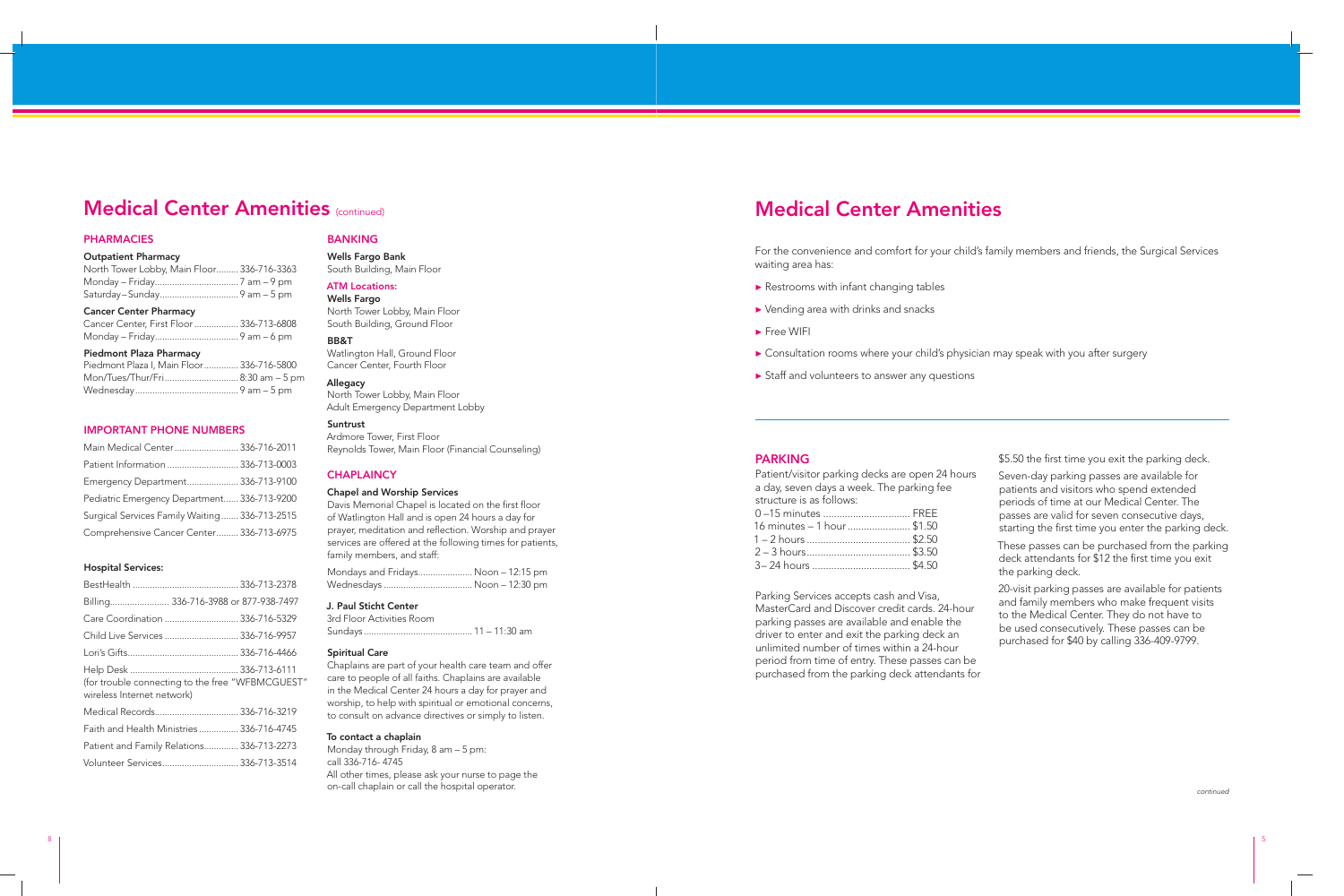# Medical Center Amenities (continued)

## PHARMACIES

**Outpatient Pharmacy**

North Tower Lobby, Main Floor......... 336-716-3363
Monday – Friday.................................. 7 am – 9 pm
Saturday – Sunday................................ 9 am – 5 pm

**Cancer Center Pharmacy**

Cancer Center, First Floor .................. 336-713-6808
Monday – Friday.................................. 9 am – 6 pm

**Piedmont Plaza Pharmacy**

Piedmont Plaza I, Main Floor.............. 336-716-5800
Mon/Tues/Thur/Fri.............................. 8:30 am – 5 pm
Wednesday.......................................... 9 am – 5 pm

## IMPORTANT PHONE NUMBERS

Main Medical Center.......................... 336-716-2011
Patient Information ............................. 336-713-0003
Emergency Department..................... 336-713-9100
Pediatric Emergency Department...... 336-713-9200
Surgical Services Family Waiting....... 336-713-2515
Comprehensive Cancer Center......... 336-713-6975

**Hospital Services:**

BestHealth .......................................... 336-713-2378
Billing........................ 336-716-3988 or 877-938-7497
Care Coordination .............................. 336-716-5329
Child Live Services .............................. 336-716-9957
Lori's Gifts............................................ 336-716-4466
Help Desk ............................................ 336-713-6111
(for trouble connecting to the free "WFBMCGUEST" wireless Internet network)
Medical Records.................................. 336-716-3219
Faith and Health Ministries ................ 336-716-4745
Patient and Family Relations.............. 336-713-2273
Volunteer Services............................... 336-713-3514

## BANKING

**Wells Fargo Bank**
South Building, Main Floor

**ATM Locations:**

**Wells Fargo**
North Tower Lobby, Main Floor
South Building, Ground Floor

**BB&T**
Watlington Hall, Ground Floor
Cancer Center, Fourth Floor

**Allegacy**
North Tower Lobby, Main Floor
Adult Emergency Department Lobby

**Suntrust**
Ardmore Tower, First Floor
Reynolds Tower, Main Floor (Financial Counseling)

## CHAPLAINCY

**Chapel and Worship Services**

Davis Memorial Chapel is located on the first floor of Watlington Hall and is open 24 hours a day for prayer, meditation and reflection. Worship and prayer services are offered at the following times for patients, family members, and staff:

Mondays and Fridays..................... Noon – 12:15 pm
Wednesdays .................................... Noon – 12:30 pm

**J. Paul Sticht Center**

3rd Floor Activities Room
Sundays ............................................ 11 – 11:30 am

**Spiritual Care**

Chaplains are part of your health care team and offer care to people of all faiths. Chaplains are available in the Medical Center 24 hours a day for prayer and worship, to help with spiritual or emotional concerns, to consult on advance directives or simply to listen.

**To contact a chaplain**

Monday through Friday, 8 am – 5 pm:
call 336-716- 4745
All other times, please ask your nurse to page the on-call chaplain or call the hospital operator.

# Medical Center Amenities

For the convenience and comfort for your child's family members and friends, the Surgical Services waiting area has:

- Restrooms with infant changing tables
- Vending area with drinks and snacks
- Free WIFI
- Consultation rooms where your child's physician may speak with you after surgery
- Staff and volunteers to answer any questions

## PARKING

Patient/visitor parking decks are open 24 hours a day, seven days a week. The parking fee structure is as follows:

| Time | Fee |
|---|---|
| 0 –15 minutes | FREE |
| 16 minutes – 1 hour | $1.50 |
| 1 – 2 hours | $2.50 |
| 2 – 3 hours | $3.50 |
| 3 – 24 hours | $4.50 |

Parking Services accepts cash and Visa, MasterCard and Discover credit cards. 24-hour parking passes are available and enable the driver to enter and exit the parking deck an unlimited number of times within a 24-hour period from time of entry. These passes can be purchased from the parking deck attendants for $5.50 the first time you exit the parking deck.

Seven-day parking passes are available for patients and visitors who spend extended periods of time at our Medical Center. The passes are valid for seven consecutive days, starting the first time you enter the parking deck.

These passes can be purchased from the parking deck attendants for $12 the first time you exit the parking deck.

20-visit parking passes are available for patients and family members who make frequent visits to the Medical Center. They do not have to be used consecutively. These passes can be purchased for $40 by calling 336-409-9799.

*continued*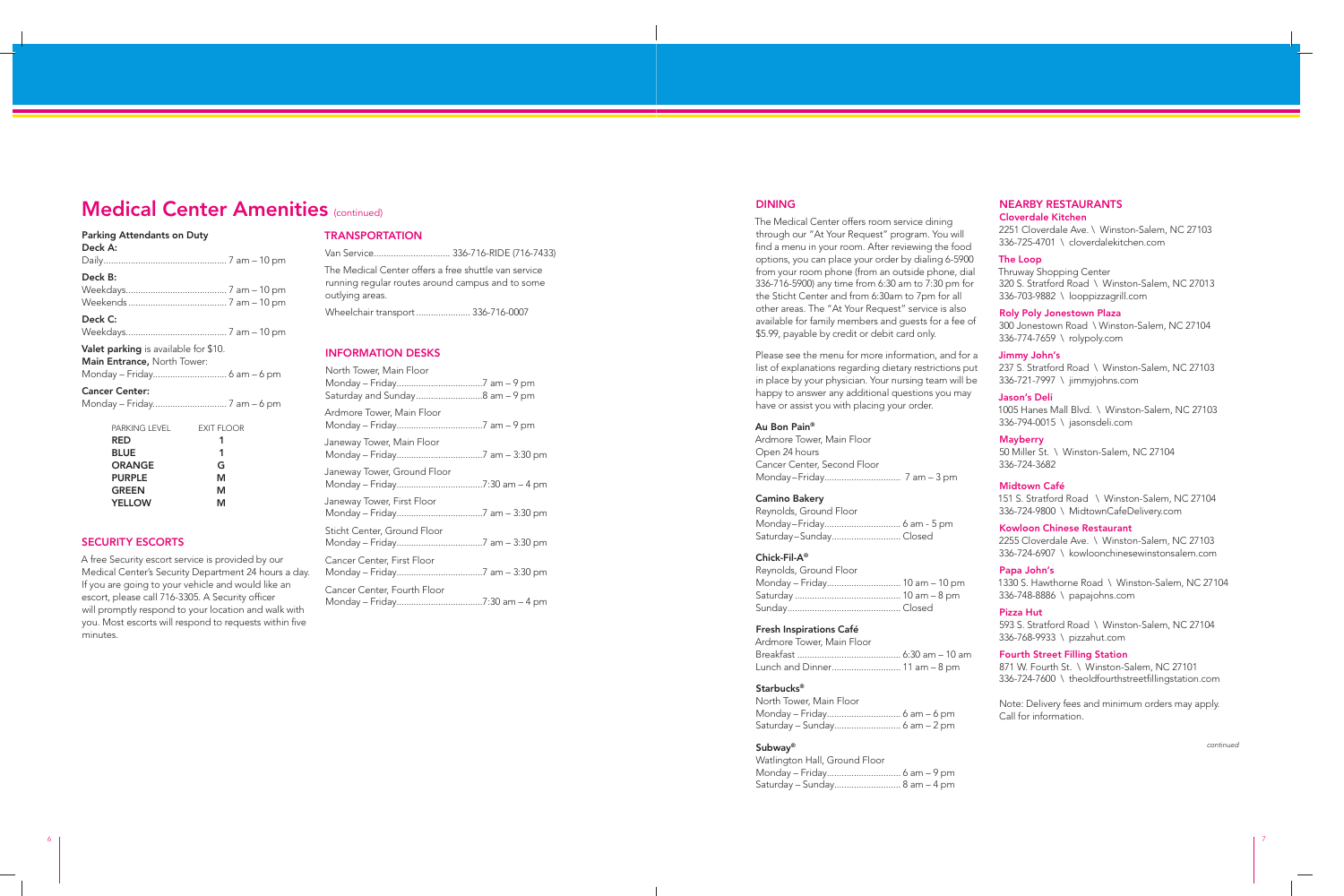# Medical Center Amenities (continued)

**Parking Attendants on Duty**

**Deck A:**
Daily.................................................. 7 am – 10 pm

**Deck B:**
Weekdays.......................................... 7 am – 10 pm
Weekends.......................................... 7 am – 10 pm

**Deck C:**
Weekdays.......................................... 7 am – 10 pm

**Valet parking** is available for $10.
**Main Entrance,** North Tower:
Monday – Friday.............................. 6 am – 6 pm

**Cancer Center:**
Monday – Friday.............................. 7 am – 6 pm

| PARKING LEVEL | EXIT FLOOR |
| --- | --- |
| RED | 1 |
| BLUE | 1 |
| ORANGE | G |
| PURPLE | M |
| GREEN | M |
| YELLOW | M |

## SECURITY ESCORTS

A free Security escort service is provided by our Medical Center's Security Department 24 hours a day. If you are going to your vehicle and would like an escort, please call 716-3305. A Security officer will promptly respond to your location and walk with you. Most escorts will respond to requests within five minutes.

## TRANSPORTATION

Van Service.............................. 336-716-RIDE (716-7433)

The Medical Center offers a free shuttle van service running regular routes around campus and to some outlying areas.

Wheelchair transport...................... 336-716-0007

## INFORMATION DESKS

North Tower, Main Floor
Monday – Friday...................................7 am – 9 pm
Saturday and Sunday...........................8 am – 9 pm

Ardmore Tower, Main Floor
Monday – Friday...................................7 am – 9 pm

Janeway Tower, Main Floor
Monday – Friday...................................7 am – 3:30 pm

Janeway Tower, Ground Floor
Monday – Friday...................................7:30 am – 4 pm

Janeway Tower, First Floor
Monday – Friday...................................7 am – 3:30 pm

Sticht Center, Ground Floor
Monday – Friday...................................7 am – 3:30 pm

Cancer Center, First Floor
Monday – Friday...................................7 am – 3:30 pm

Cancer Center, Fourth Floor
Monday – Friday...................................7:30 am – 4 pm

## DINING

The Medical Center offers room service dining through our "At Your Request" program. You will find a menu in your room. After reviewing the food options, you can place your order by dialing 6-5900 from your room phone (from an outside phone, dial 336-716-5900) any time from 6:30 am to 7:30 pm for the Sticht Center and from 6:30am to 7pm for all other areas. The "At Your Request" service is also available for family members and guests for a fee of $5.99, payable by credit or debit card only.

Please see the menu for more information, and for a list of explanations regarding dietary restrictions put in place by your physician. Your nursing team will be happy to answer any additional questions you may have or assist you with placing your order.

**Au Bon Pain®**
Ardmore Tower, Main Floor
Open 24 hours
Cancer Center, Second Floor
Monday–Friday................................ 7 am – 3 pm

**Camino Bakery**
Reynolds, Ground Floor
Monday–Friday................................ 6 am - 5 pm
Saturday–Sunday............................ Closed

**Chick-Fil-A®**
Reynolds, Ground Floor
Monday – Friday.............................. 10 am – 10 pm
Saturday ........................................... 10 am – 8 pm
Sunday............................................... Closed

**Fresh Inspirations Café**
Ardmore Tower, Main Floor
Breakfast .......................................... 6:30 am – 10 am
Lunch and Dinner............................ 11 am – 8 pm

**Starbucks®**
North Tower, Main Floor
Monday – Friday.............................. 6 am – 6 pm
Saturday – Sunday........................... 6 am – 2 pm

**Subway®**
Watlington Hall, Ground Floor
Monday – Friday.............................. 6 am – 9 pm
Saturday – Sunday........................... 8 am – 4 pm

## NEARBY RESTAURANTS

**Cloverdale Kitchen**
2251 Cloverdale Ave. \ Winston-Salem, NC 27103
336-725-4701 \ cloverdalekitchen.com

**The Loop**
Thruway Shopping Center
320 S. Stratford Road \ Winston-Salem, NC 27013
336-703-9882 \ looppizzagrill.com

**Roly Poly Jonestown Plaza**
300 Jonestown Road \ Winston-Salem, NC 27104
336-774-7659 \ rolypoly.com

**Jimmy John's**
237 S. Stratford Road \ Winston-Salem, NC 27103
336-721-7997 \ jimmyjohns.com

**Jason's Deli**
1005 Hanes Mall Blvd. \ Winston-Salem, NC 27103
336-794-0015 \ jasonsdeli.com

**Mayberry**
50 Miller St. \ Winston-Salem, NC 27104
336-724-3682

**Midtown Café**
151 S. Stratford Road \ Winston-Salem, NC 27104
336-724-9800 \ MidtownCafeDelivery.com

**Kowloon Chinese Restaurant**
2255 Cloverdale Ave. \ Winston-Salem, NC 27103
336-724-6907 \ kowloonchinesewinstonsalem.com

**Papa John's**
1330 S. Hawthorne Road \ Winston-Salem, NC 27104
336-748-8886 \ papajohns.com

**Pizza Hut**
593 S. Stratford Road \ Winston-Salem, NC 27104
336-768-9933 \ pizzahut.com

**Fourth Street Filling Station**
871 W. Fourth St. \ Winston-Salem, NC 27101
336-724-7600 \ theoldfourthstreetfillingstation.com

Note: Delivery fees and minimum orders may apply. Call for information.

*continued*